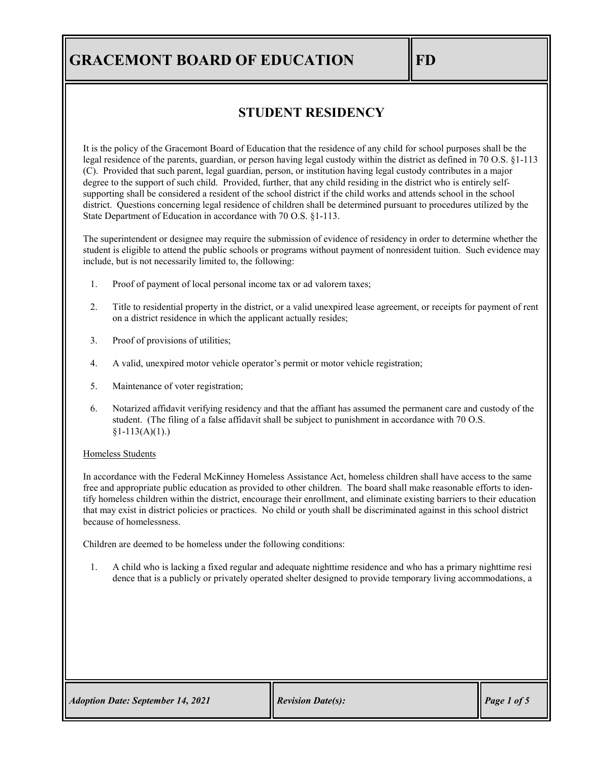# GRACEMONT BOARD OF EDUCATION — FD

## STUDENT RESIDENCY

It is the policy of the Gracemont Board of Education that the residence of any child for school purposes shall be the legal residence of the parents, guardian, or person having legal custody within the district as defined in 70 O.S. §1-113 (C). Provided that such parent, legal guardian, person, or institution having legal custody contributes in a major degree to the support of such child. Provided, further, that any child residing in the district who is entirely self-supporting shall be considered a resident of the school district if the child works and attends school in the school district. Questions concerning legal residence of children shall be determined pursuant to procedures utilized by the State Department of Education in accordance with 70 O.S. §1-113.

The superintendent or designee may require the submission of evidence of residency in order to determine whether the student is eligible to attend the public schools or programs without payment of nonresident tuition. Such evidence may include, but is not necessarily limited to, the following:

1. Proof of payment of local personal income tax or ad valorem taxes;
2. Title to residential property in the district, or a valid unexpired lease agreement, or receipts for payment of rent on a district residence in which the applicant actually resides;
3. Proof of provisions of utilities;
4. A valid, unexpired motor vehicle operator's permit or motor vehicle registration;
5. Maintenance of voter registration;
6. Notarized affidavit verifying residency and that the affiant has assumed the permanent care and custody of the student. (The filing of a false affidavit shall be subject to punishment in accordance with 70 O.S. §1-113(A)(1).)

Homeless Students

In accordance with the Federal McKinney Homeless Assistance Act, homeless children shall have access to the same free and appropriate public education as provided to other children. The board shall make reasonable efforts to identify homeless children within the district, encourage their enrollment, and eliminate existing barriers to their education that may exist in district policies or practices. No child or youth shall be discriminated against in this school district because of homelessness.

Children are deemed to be homeless under the following conditions:

1. A child who is lacking a fixed regular and adequate nighttime residence and who has a primary nighttime residence that is a publicly or privately operated shelter designed to provide temporary living accommodations, a

*Adoption Date: September 14, 2021* | *Revision Date(s):*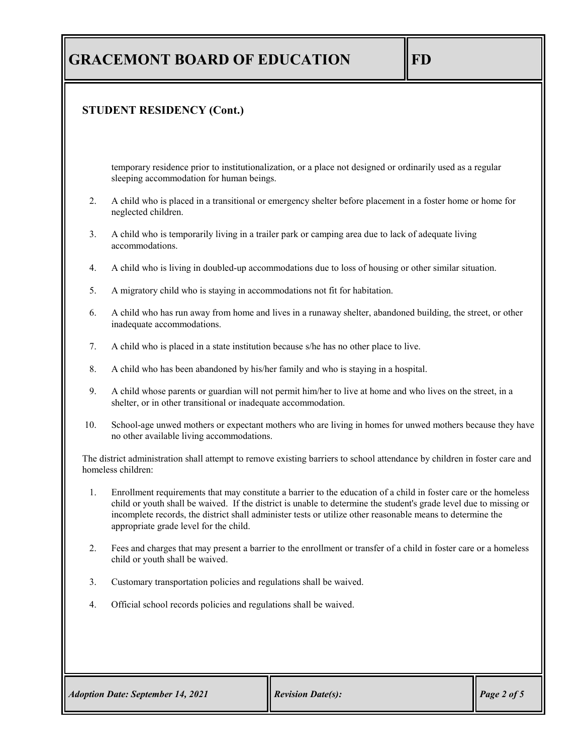## STUDENT RESIDENCY (Cont.)

temporary residence prior to institutionalization, or a place not designed or ordinarily used as a regular sleeping accommodation for human beings.

2. A child who is placed in a transitional or emergency shelter before placement in a foster home or home for neglected children.
3. A child who is temporarily living in a trailer park or camping area due to lack of adequate living accommodations.
4. A child who is living in doubled-up accommodations due to loss of housing or other similar situation.
5. A migratory child who is staying in accommodations not fit for habitation.
6. A child who has run away from home and lives in a runaway shelter, abandoned building, the street, or other inadequate accommodations.
7. A child who is placed in a state institution because s/he has no other place to live.
8. A child who has been abandoned by his/her family and who is staying in a hospital.
9. A child whose parents or guardian will not permit him/her to live at home and who lives on the street, in a shelter, or in other transitional or inadequate accommodation.
10. School-age unwed mothers or expectant mothers who are living in homes for unwed mothers because they have no other available living accommodations.

The district administration shall attempt to remove existing barriers to school attendance by children in foster care and homeless children:

1. Enrollment requirements that may constitute a barrier to the education of a child in foster care or the homeless child or youth shall be waived. If the district is unable to determine the student's grade level due to missing or incomplete records, the district shall administer tests or utilize other reasonable means to determine the appropriate grade level for the child.
2. Fees and charges that may present a barrier to the enrollment or transfer of a child in foster care or a homeless child or youth shall be waived.
3. Customary transportation policies and regulations shall be waived.
4. Official school records policies and regulations shall be waived.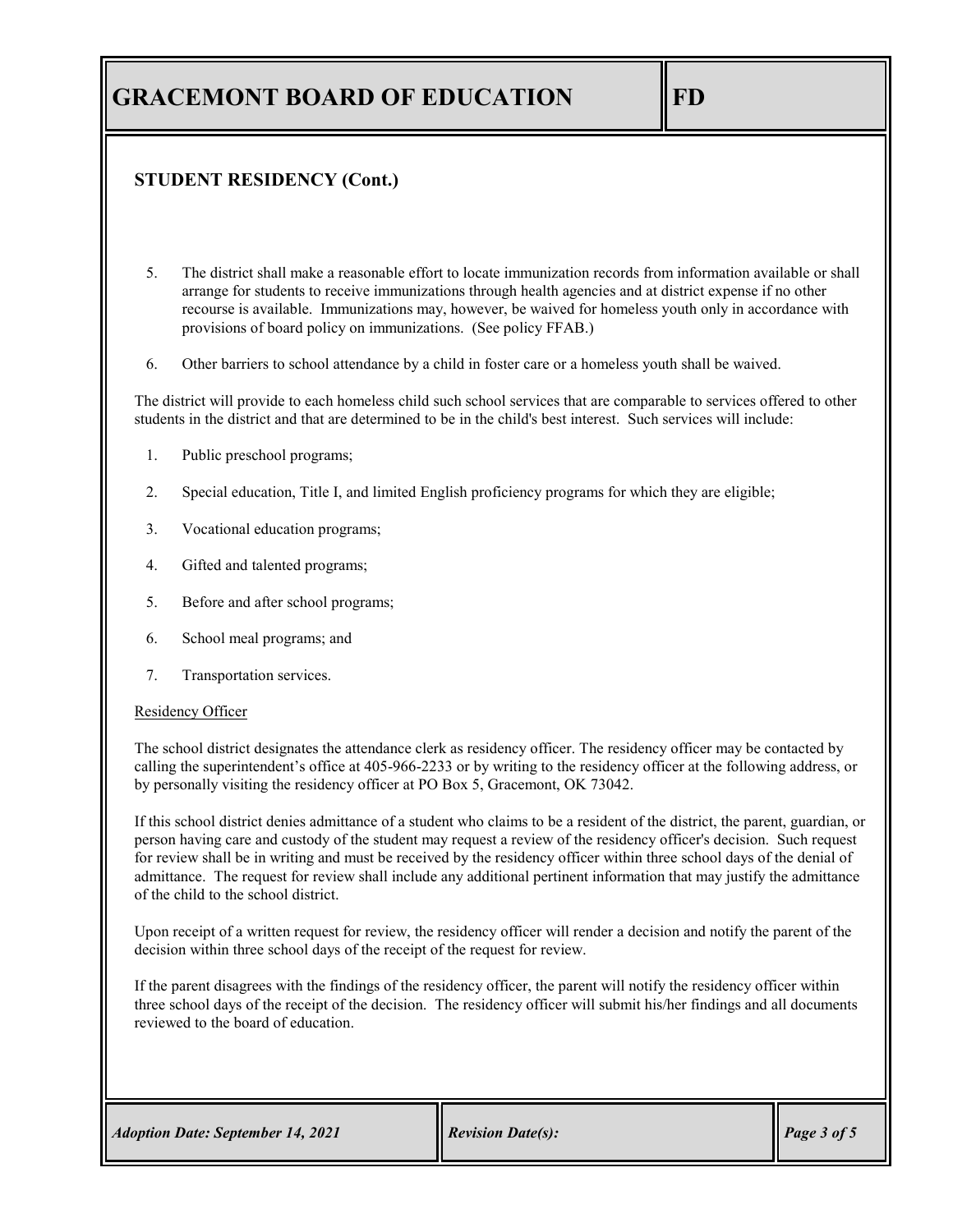## STUDENT RESIDENCY (Cont.)

5. The district shall make a reasonable effort to locate immunization records from information available or shall arrange for students to receive immunizations through health agencies and at district expense if no other recourse is available. Immunizations may, however, be waived for homeless youth only in accordance with provisions of board policy on immunizations. (See policy FFAB.)

6. Other barriers to school attendance by a child in foster care or a homeless youth shall be waived.

The district will provide to each homeless child such school services that are comparable to services offered to other students in the district and that are determined to be in the child's best interest. Such services will include:

1. Public preschool programs;
2. Special education, Title I, and limited English proficiency programs for which they are eligible;
3. Vocational education programs;
4. Gifted and talented programs;
5. Before and after school programs;
6. School meal programs; and
7. Transportation services.

Residency Officer

The school district designates the attendance clerk as residency officer. The residency officer may be contacted by calling the superintendent's office at 405-966-2233 or by writing to the residency officer at the following address, or by personally visiting the residency officer at PO Box 5, Gracemont, OK 73042.

If this school district denies admittance of a student who claims to be a resident of the district, the parent, guardian, or person having care and custody of the student may request a review of the residency officer's decision. Such request for review shall be in writing and must be received by the residency officer within three school days of the denial of admittance. The request for review shall include any additional pertinent information that may justify the admittance of the child to the school district.

Upon receipt of a written request for review, the residency officer will render a decision and notify the parent of the decision within three school days of the receipt of the request for review.

If the parent disagrees with the findings of the residency officer, the parent will notify the residency officer within three school days of the receipt of the decision. The residency officer will submit his/her findings and all documents reviewed to the board of education.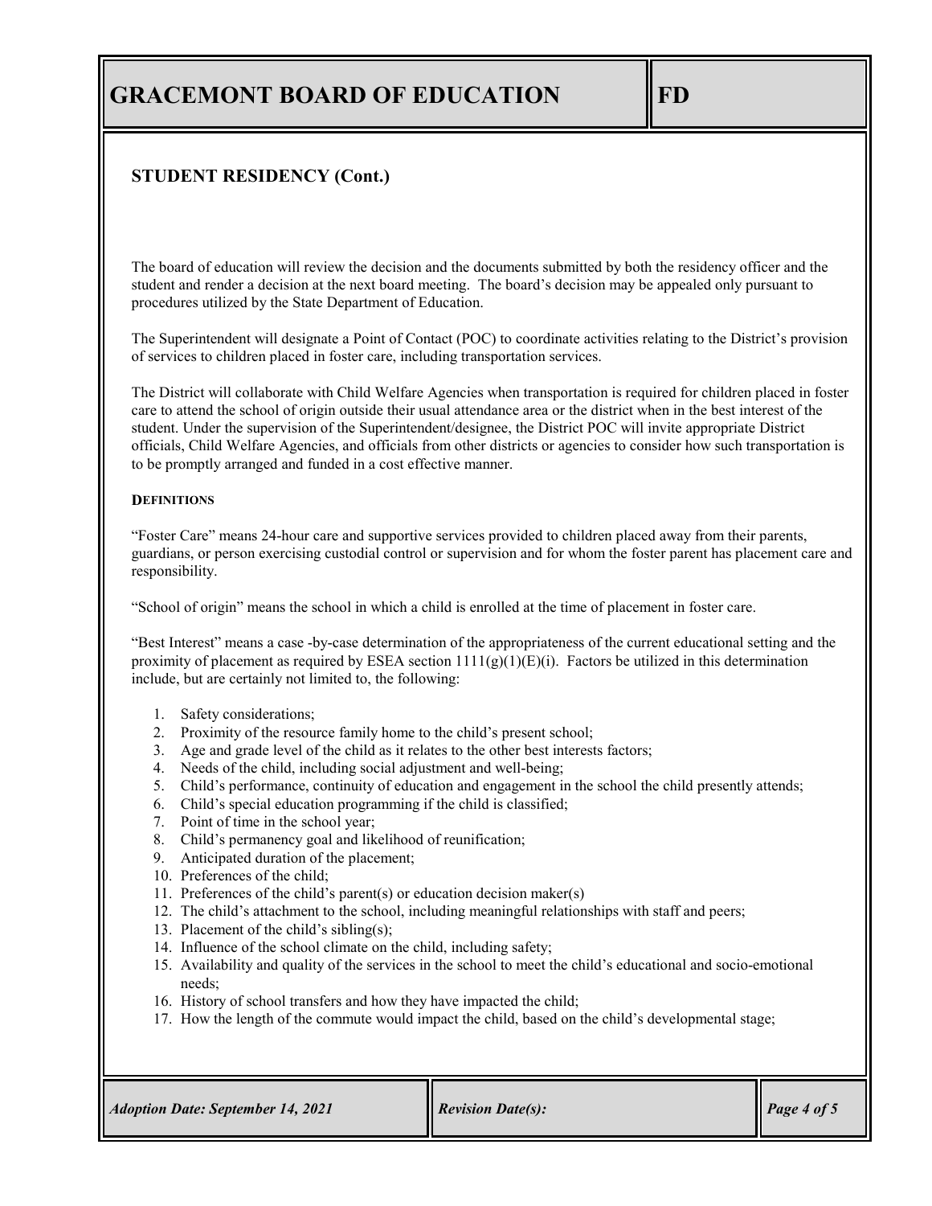## STUDENT RESIDENCY (Cont.)

The board of education will review the decision and the documents submitted by both the residency officer and the student and render a decision at the next board meeting. The board's decision may be appealed only pursuant to procedures utilized by the State Department of Education.

The Superintendent will designate a Point of Contact (POC) to coordinate activities relating to the District's provision of services to children placed in foster care, including transportation services.

The District will collaborate with Child Welfare Agencies when transportation is required for children placed in foster care to attend the school of origin outside their usual attendance area or the district when in the best interest of the student. Under the supervision of the Superintendent/designee, the District POC will invite appropriate District officials, Child Welfare Agencies, and officials from other districts or agencies to consider how such transportation is to be promptly arranged and funded in a cost effective manner.

**DEFINITIONS**

"Foster Care" means 24-hour care and supportive services provided to children placed away from their parents, guardians, or person exercising custodial control or supervision and for whom the foster parent has placement care and responsibility.

"School of origin" means the school in which a child is enrolled at the time of placement in foster care.

"Best Interest" means a case -by-case determination of the appropriateness of the current educational setting and the proximity of placement as required by ESEA section 1111(g)(1)(E)(i). Factors be utilized in this determination include, but are certainly not limited to, the following:

1. Safety considerations;
2. Proximity of the resource family home to the child's present school;
3. Age and grade level of the child as it relates to the other best interests factors;
4. Needs of the child, including social adjustment and well-being;
5. Child's performance, continuity of education and engagement in the school the child presently attends;
6. Child's special education programming if the child is classified;
7. Point of time in the school year;
8. Child's permanency goal and likelihood of reunification;
9. Anticipated duration of the placement;
10. Preferences of the child;
11. Preferences of the child's parent(s) or education decision maker(s)
12. The child's attachment to the school, including meaningful relationships with staff and peers;
13. Placement of the child's sibling(s);
14. Influence of the school climate on the child, including safety;
15. Availability and quality of the services in the school to meet the child's educational and socio-emotional needs;
16. History of school transfers and how they have impacted the child;
17. How the length of the commute would impact the child, based on the child's developmental stage;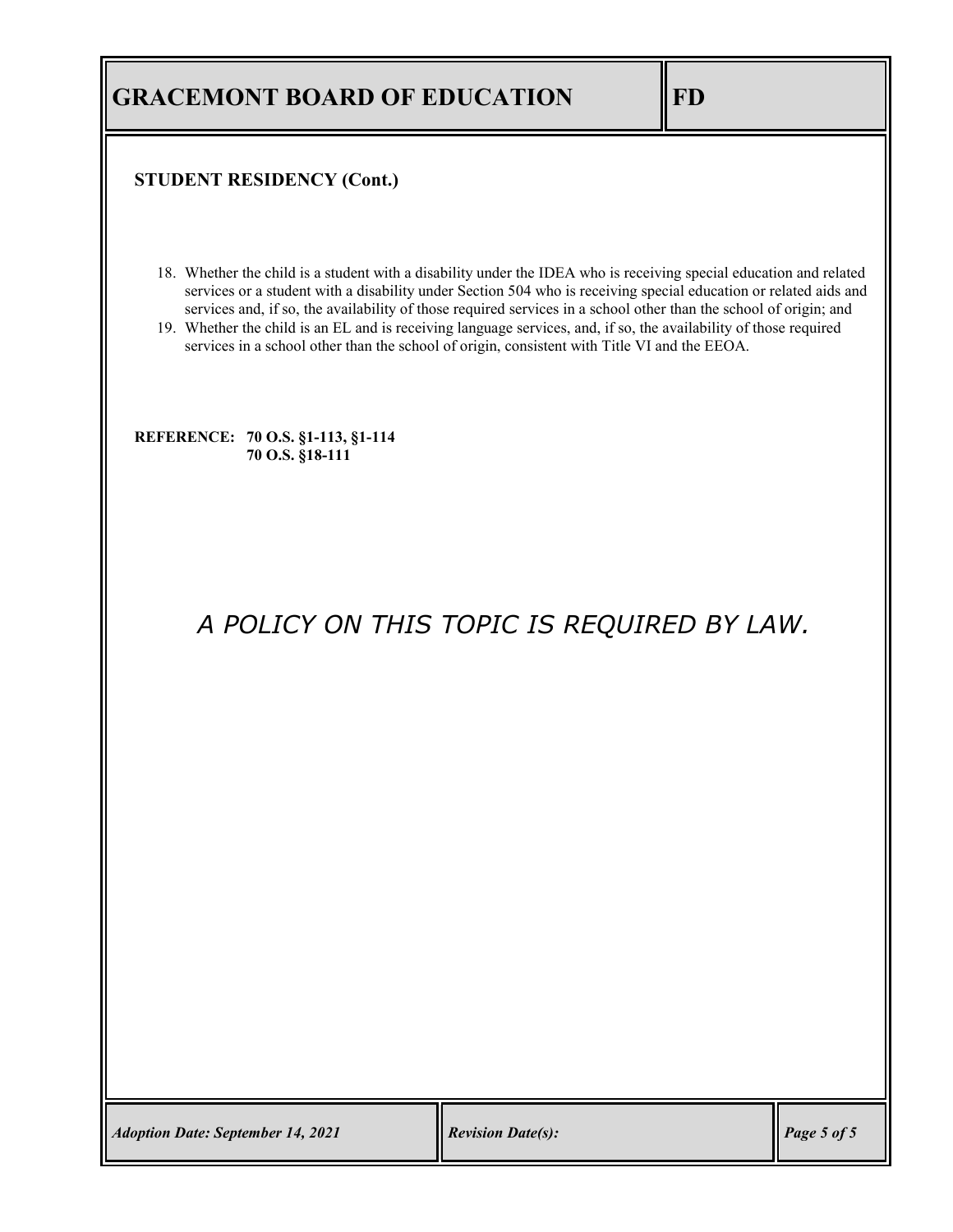**STUDENT RESIDENCY (Cont.)**

18. Whether the child is a student with a disability under the IDEA who is receiving special education and related services or a student with a disability under Section 504 who is receiving special education or related aids and services and, if so, the availability of those required services in a school other than the school of origin; and
19. Whether the child is an EL and is receiving language services, and, if so, the availability of those required services in a school other than the school of origin, consistent with Title VI and the EEOA.

**REFERENCE: 70 O.S. §1-113, §1-114**
**70 O.S. §18-111**

*A POLICY ON THIS TOPIC IS REQUIRED BY LAW.*

*Adoption Date: September 14, 2021* | *Revision Date(s):*